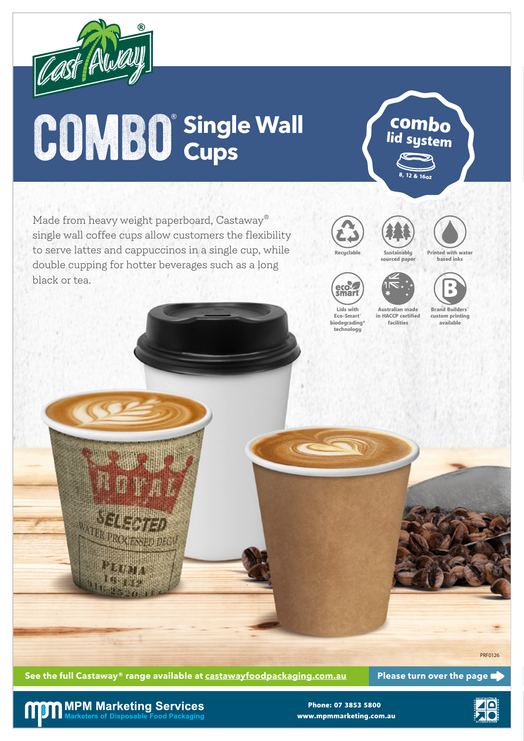# COMBO® Single Wall Cups

**combo lid system**

8, 12 & 16oz

Made from heavy weight paperboard, Castaway® single wall coffee cups allow customers the flexibility to serve lattes and cappuccinos in a single cup, while double cupping for hotter beverages such as a long black or tea.

- Recyclable
- Sustainably sourced paper
- Printed with water based inks
- Lids with Eco-Smart® biodegrading* technology
- Australian made in HACCP certified facilities
- Brand Builders® custom printing available

PRF0126

**See the full Castaway® range available at castawayfoodpackaging.com.au**

**Please turn over the page**

**MPM Marketing Services**
Marketers of Disposable Food Packaging

Phone: 07 3853 5800
www.mpmmarketing.com.au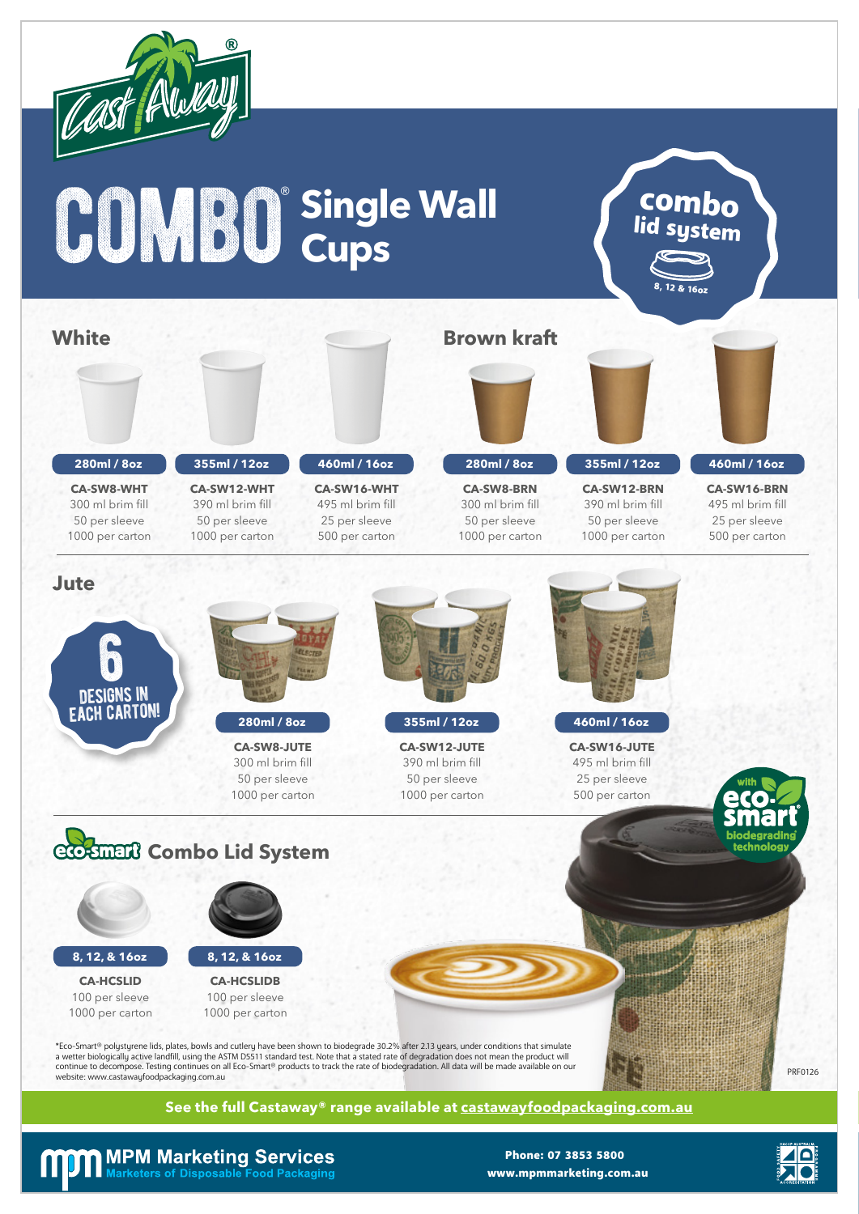# COMBO® Single Wall Cups

combo lid system

8, 12 & 16oz

## White

| 280ml / 8oz | 355ml / 12oz | 460ml / 16oz |
|---|---|---|
| **CA-SW8-WHT** | **CA-SW12-WHT** | **CA-SW16-WHT** |
| 300 ml brim fill | 390 ml brim fill | 495 ml brim fill |
| 50 per sleeve | 50 per sleeve | 25 per sleeve |
| 1000 per carton | 1000 per carton | 500 per carton |

## Brown kraft

| 280ml / 8oz | 355ml / 12oz | 460ml / 16oz |
|---|---|---|
| **CA-SW8-BRN** | **CA-SW12-BRN** | **CA-SW16-BRN** |
| 300 ml brim fill | 390 ml brim fill | 495 ml brim fill |
| 50 per sleeve | 50 per sleeve | 25 per sleeve |
| 1000 per carton | 1000 per carton | 500 per carton |

## Jute

6 DESIGNS IN EACH CARTON!

| 280ml / 8oz | 355ml / 12oz | 460ml / 16oz |
|---|---|---|
| **CA-SW8-JUTE** | **CA-SW12-JUTE** | **CA-SW16-JUTE** |
| 300 ml brim fill | 390 ml brim fill | 495 ml brim fill |
| 50 per sleeve | 50 per sleeve | 25 per sleeve |
| 1000 per carton | 1000 per carton | 500 per carton |

with eco-smart® biodegrading technology

## eco-smart Combo Lid System

| 8, 12, & 16oz | 8, 12, & 16oz |
|---|---|
| **CA-HCSLID** | **CA-HCSLIDB** |
| 100 per sleeve | 100 per sleeve |
| 1000 per carton | 1000 per carton |

*Eco-Smart® polystyrene lids, plates, bowls and cutlery have been shown to biodegrade 30.2% after 2.13 years, under conditions that simulate a wetter biologically active landfill, using the ASTM D5511 standard test. Note that a stated rate of degradation does not mean the product will continue to decompose. Testing continues on all Eco-Smart® products to track the rate of biodegradation. All data will be made available on our website: www.castawayfoodpackaging.com.au

PRF0126

**See the full Castaway® range available at castawayfoodpackaging.com.au**

**MPM Marketing Services**
Marketers of Disposable Food Packaging

Phone: 07 3853 5800
www.mpmmarketing.com.au